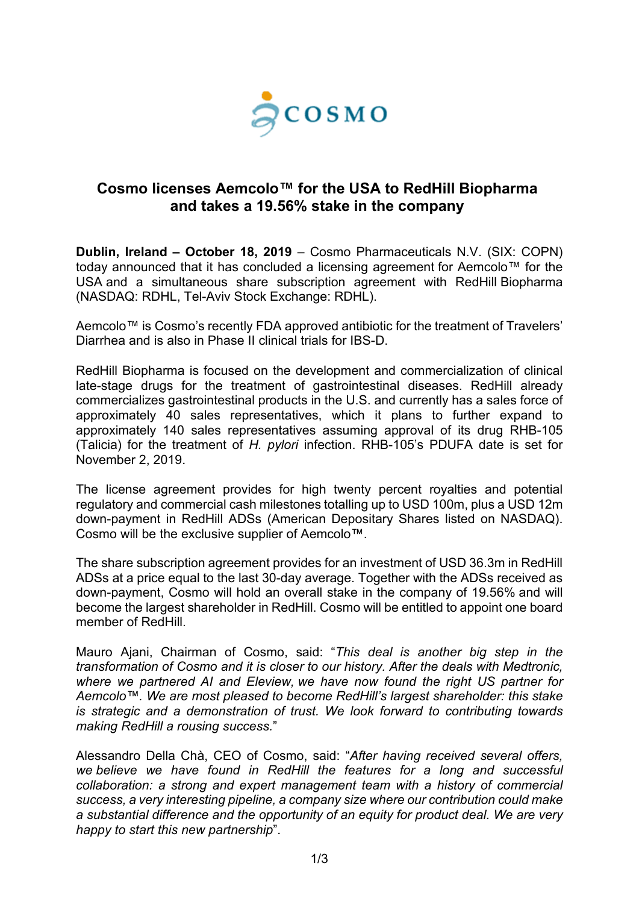COSMO

# Cosmo licenses Aemcolo™ for the USA to RedHill Biopharma and takes a 19.56% stake in the company

**Dublin, Ireland – October 18, 2019** – Cosmo Pharmaceuticals N.V. (SIX: COPN) today announced that it has concluded a licensing agreement for Aemcolo™ for the USA and a simultaneous share subscription agreement with RedHill Biopharma (NASDAQ: RDHL, Tel-Aviv Stock Exchange: RDHL).

Aemcolo™ is Cosmo's recently FDA approved antibiotic for the treatment of Travelers' Diarrhea and is also in Phase II clinical trials for IBS-D.

RedHill Biopharma is focused on the development and commercialization of clinical late-stage drugs for the treatment of gastrointestinal diseases. RedHill already commercializes gastrointestinal products in the U.S. and currently has a sales force of approximately 40 sales representatives, which it plans to further expand to approximately 140 sales representatives assuming approval of its drug RHB-105 (Talicia) for the treatment of *H. pylori* infection. RHB-105's PDUFA date is set for November 2, 2019.

The license agreement provides for high twenty percent royalties and potential regulatory and commercial cash milestones totalling up to USD 100m, plus a USD 12m down-payment in RedHill ADSs (American Depositary Shares listed on NASDAQ). Cosmo will be the exclusive supplier of Aemcolo™.

The share subscription agreement provides for an investment of USD 36.3m in RedHill ADSs at a price equal to the last 30-day average. Together with the ADSs received as down-payment, Cosmo will hold an overall stake in the company of 19.56% and will become the largest shareholder in RedHill. Cosmo will be entitled to appoint one board member of RedHill.

Mauro Ajani, Chairman of Cosmo, said: "*This deal is another big step in the transformation of Cosmo and it is closer to our history. After the deals with Medtronic, where we partnered AI and Eleview, we have now found the right US partner for Aemcolo™. We are most pleased to become RedHill's largest shareholder: this stake is strategic and a demonstration of trust. We look forward to contributing towards making RedHill a rousing success.*"

Alessandro Della Chà, CEO of Cosmo, said: "*After having received several offers, we believe we have found in RedHill the features for a long and successful collaboration: a strong and expert management team with a history of commercial success, a very interesting pipeline, a company size where our contribution could make a substantial difference and the opportunity of an equity for product deal. We are very happy to start this new partnership*".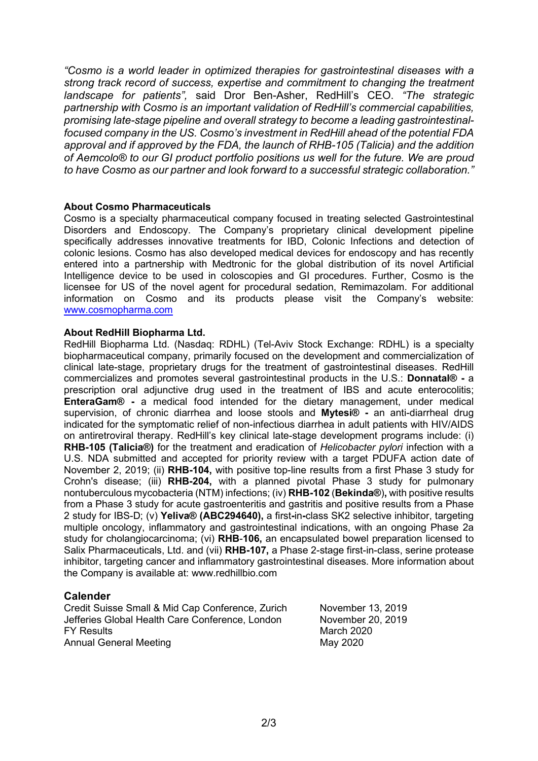*"Cosmo is a world leader in optimized therapies for gastrointestinal diseases with a strong track record of success, expertise and commitment to changing the treatment landscape for patients",* said Dror Ben-Asher, RedHill's CEO. *"The strategic partnership with Cosmo is an important validation of RedHill's commercial capabilities, promising late-stage pipeline and overall strategy to become a leading gastrointestinal-focused company in the US. Cosmo's investment in RedHill ahead of the potential FDA approval and if approved by the FDA, the launch of RHB-105 (Talicia) and the addition of Aemcolo® to our GI product portfolio positions us well for the future. We are proud to have Cosmo as our partner and look forward to a successful strategic collaboration."*

**About Cosmo Pharmaceuticals**

Cosmo is a specialty pharmaceutical company focused in treating selected Gastrointestinal Disorders and Endoscopy. The Company's proprietary clinical development pipeline specifically addresses innovative treatments for IBD, Colonic Infections and detection of colonic lesions. Cosmo has also developed medical devices for endoscopy and has recently entered into a partnership with Medtronic for the global distribution of its novel Artificial Intelligence device to be used in coloscopies and GI procedures. Further, Cosmo is the licensee for US of the novel agent for procedural sedation, Remimazolam. For additional information on Cosmo and its products please visit the Company's website: www.cosmopharma.com

**About RedHill Biopharma Ltd.**

RedHill Biopharma Ltd. (Nasdaq: RDHL) (Tel-Aviv Stock Exchange: RDHL) is a specialty biopharmaceutical company, primarily focused on the development and commercialization of clinical late-stage, proprietary drugs for the treatment of gastrointestinal diseases. RedHill commercializes and promotes several gastrointestinal products in the U.S.: **Donnatal® -** a prescription oral adjunctive drug used in the treatment of IBS and acute enterocolitis; **EnteraGam® -** a medical food intended for the dietary management, under medical supervision, of chronic diarrhea and loose stools and **Mytesi® -** an anti-diarrheal drug indicated for the symptomatic relief of non-infectious diarrhea in adult patients with HIV/AIDS on antiretroviral therapy. RedHill's key clinical late-stage development programs include: (i) **RHB-105 (Talicia®)** for the treatment and eradication of *Helicobacter pylori* infection with a U.S. NDA submitted and accepted for priority review with a target PDUFA action date of November 2, 2019; (ii) **RHB-104,** with positive top-line results from a first Phase 3 study for Crohn's disease; (iii) **RHB-204,** with a planned pivotal Phase 3 study for pulmonary nontuberculous mycobacteria (NTM) infections; (iv) **RHB-102** (**Bekinda®**)**,** with positive results from a Phase 3 study for acute gastroenteritis and gastritis and positive results from a Phase 2 study for IBS-D; (v) **Yeliva® (ABC294640),** a first-in-class SK2 selective inhibitor, targeting multiple oncology, inflammatory and gastrointestinal indications, with an ongoing Phase 2a study for cholangiocarcinoma; (vi) **RHB-106,** an encapsulated bowel preparation licensed to Salix Pharmaceuticals, Ltd. and (vii) **RHB-107,** a Phase 2-stage first-in-class, serine protease inhibitor, targeting cancer and inflammatory gastrointestinal diseases. More information about the Company is available at: www.redhillbio.com

## Calender

| | |
|---|---|
| Credit Suisse Small & Mid Cap Conference, Zurich | November 13, 2019 |
| Jefferies Global Health Care Conference, London | November 20, 2019 |
| FY Results | March 2020 |
| Annual General Meeting | May 2020 |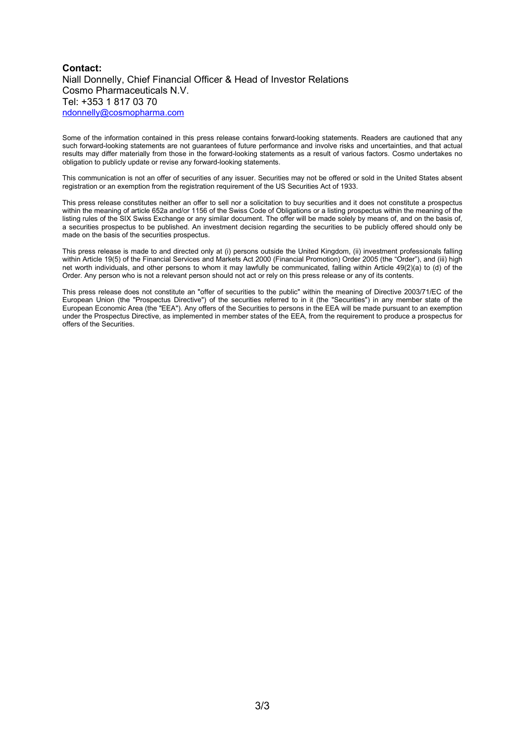**Contact:**
Niall Donnelly, Chief Financial Officer & Head of Investor Relations
Cosmo Pharmaceuticals N.V.
Tel: +353 1 817 03 70
ndonnelly@cosmopharma.com

Some of the information contained in this press release contains forward-looking statements. Readers are cautioned that any such forward-looking statements are not guarantees of future performance and involve risks and uncertainties, and that actual results may differ materially from those in the forward-looking statements as a result of various factors. Cosmo undertakes no obligation to publicly update or revise any forward-looking statements.

This communication is not an offer of securities of any issuer. Securities may not be offered or sold in the United States absent registration or an exemption from the registration requirement of the US Securities Act of 1933.

This press release constitutes neither an offer to sell nor a solicitation to buy securities and it does not constitute a prospectus within the meaning of article 652a and/or 1156 of the Swiss Code of Obligations or a listing prospectus within the meaning of the listing rules of the SIX Swiss Exchange or any similar document. The offer will be made solely by means of, and on the basis of, a securities prospectus to be published. An investment decision regarding the securities to be publicly offered should only be made on the basis of the securities prospectus.

This press release is made to and directed only at (i) persons outside the United Kingdom, (ii) investment professionals falling within Article 19(5) of the Financial Services and Markets Act 2000 (Financial Promotion) Order 2005 (the "Order"), and (iii) high net worth individuals, and other persons to whom it may lawfully be communicated, falling within Article 49(2)(a) to (d) of the Order. Any person who is not a relevant person should not act or rely on this press release or any of its contents.

This press release does not constitute an "offer of securities to the public" within the meaning of Directive 2003/71/EC of the European Union (the "Prospectus Directive") of the securities referred to in it (the "Securities") in any member state of the European Economic Area (the "EEA"). Any offers of the Securities to persons in the EEA will be made pursuant to an exemption under the Prospectus Directive, as implemented in member states of the EEA, from the requirement to produce a prospectus for offers of the Securities.